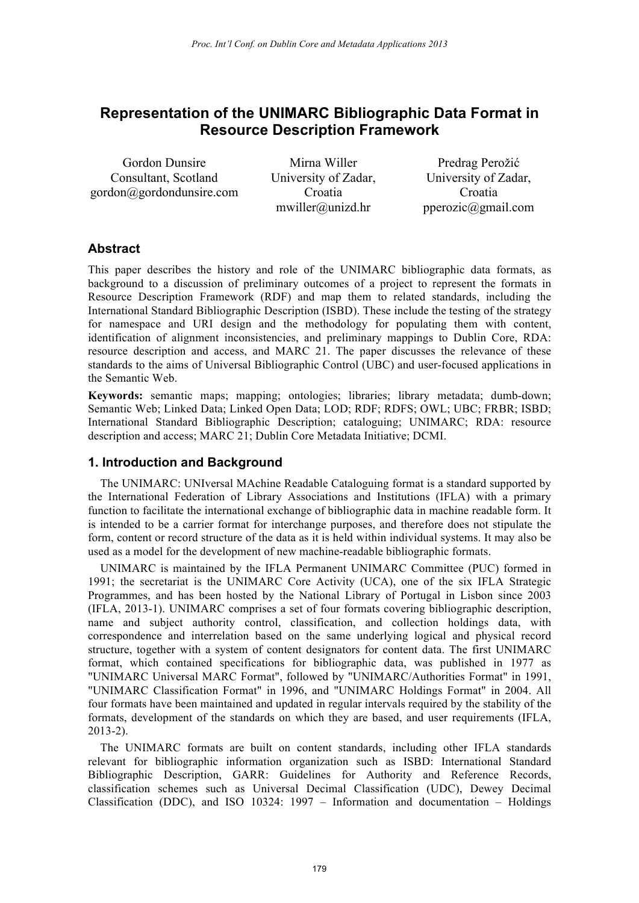# Representation of the UNIMARC Bibliographic Data Format in Resource Description Framework

Gordon Dunsire
Consultant, Scotland
gordon@gordondunsire.com

Mirna Willer
University of Zadar, Croatia
mwiller@unizd.hr

Predrag Perožić
University of Zadar, Croatia
pperozic@gmail.com

## Abstract

This paper describes the history and role of the UNIMARC bibliographic data formats, as background to a discussion of preliminary outcomes of a project to represent the formats in Resource Description Framework (RDF) and map them to related standards, including the International Standard Bibliographic Description (ISBD). These include the testing of the strategy for namespace and URI design and the methodology for populating them with content, identification of alignment inconsistencies, and preliminary mappings to Dublin Core, RDA: resource description and access, and MARC 21. The paper discusses the relevance of these standards to the aims of Universal Bibliographic Control (UBC) and user-focused applications in the Semantic Web.

**Keywords:** semantic maps; mapping; ontologies; libraries; library metadata; dumb-down; Semantic Web; Linked Data; Linked Open Data; LOD; RDF; RDFS; OWL; UBC; FRBR; ISBD; International Standard Bibliographic Description; cataloguing; UNIMARC; RDA: resource description and access; MARC 21; Dublin Core Metadata Initiative; DCMI.

## 1. Introduction and Background

The UNIMARC: UNIversal MAchine Readable Cataloguing format is a standard supported by the International Federation of Library Associations and Institutions (IFLA) with a primary function to facilitate the international exchange of bibliographic data in machine readable form. It is intended to be a carrier format for interchange purposes, and therefore does not stipulate the form, content or record structure of the data as it is held within individual systems. It may also be used as a model for the development of new machine-readable bibliographic formats.

UNIMARC is maintained by the IFLA Permanent UNIMARC Committee (PUC) formed in 1991; the secretariat is the UNIMARC Core Activity (UCA), one of the six IFLA Strategic Programmes, and has been hosted by the National Library of Portugal in Lisbon since 2003 (IFLA, 2013-1). UNIMARC comprises a set of four formats covering bibliographic description, name and subject authority control, classification, and collection holdings data, with correspondence and interrelation based on the same underlying logical and physical record structure, together with a system of content designators for content data. The first UNIMARC format, which contained specifications for bibliographic data, was published in 1977 as "UNIMARC Universal MARC Format", followed by "UNIMARC/Authorities Format" in 1991, "UNIMARC Classification Format" in 1996, and "UNIMARC Holdings Format" in 2004. All four formats have been maintained and updated in regular intervals required by the stability of the formats, development of the standards on which they are based, and user requirements (IFLA, 2013-2).

The UNIMARC formats are built on content standards, including other IFLA standards relevant for bibliographic information organization such as ISBD: International Standard Bibliographic Description, GARR: Guidelines for Authority and Reference Records, classification schemes such as Universal Decimal Classification (UDC), Dewey Decimal Classification (DDC), and ISO 10324: 1997 – Information and documentation – Holdings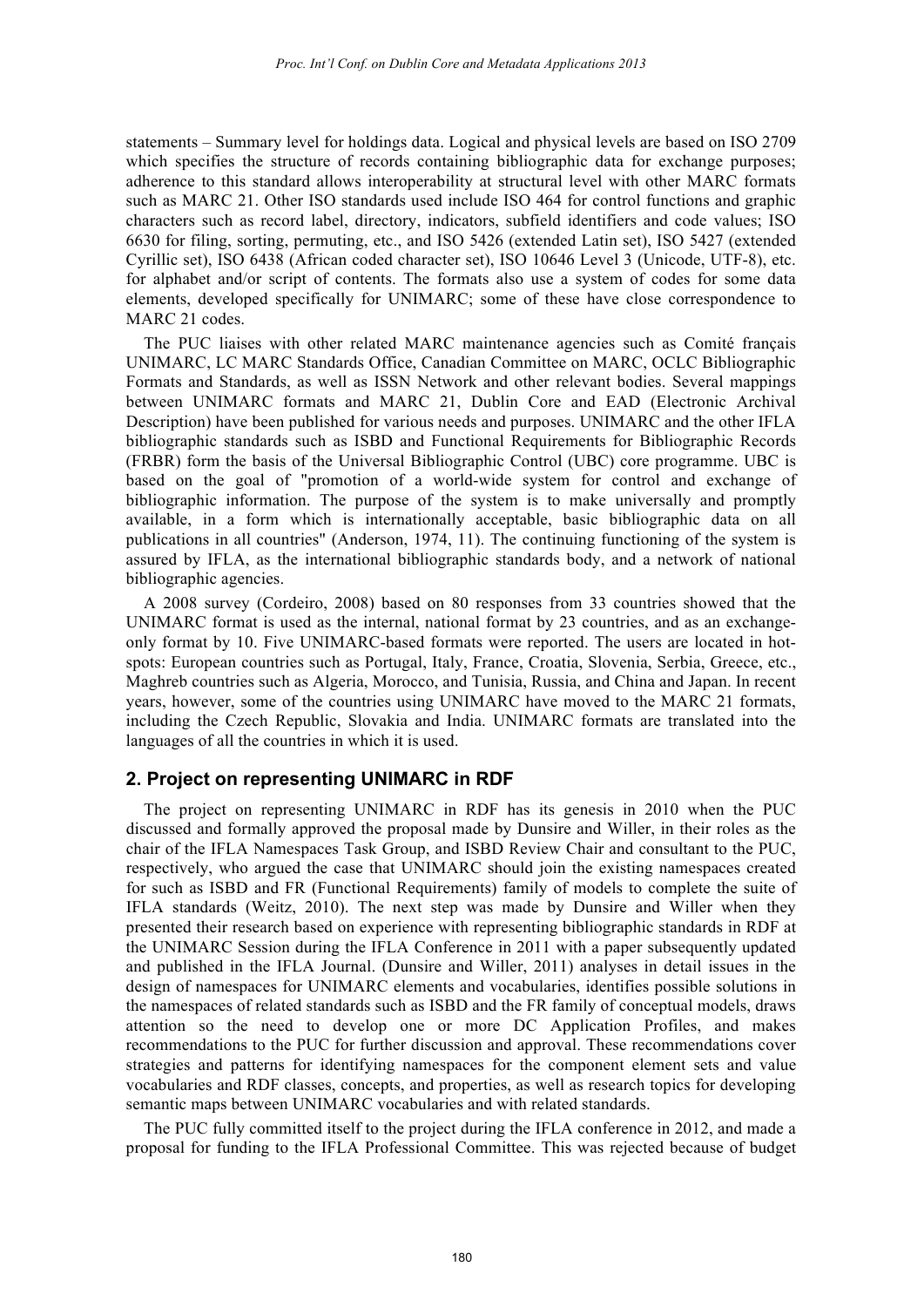statements – Summary level for holdings data. Logical and physical levels are based on ISO 2709 which specifies the structure of records containing bibliographic data for exchange purposes; adherence to this standard allows interoperability at structural level with other MARC formats such as MARC 21. Other ISO standards used include ISO 464 for control functions and graphic characters such as record label, directory, indicators, subfield identifiers and code values; ISO 6630 for filing, sorting, permuting, etc., and ISO 5426 (extended Latin set), ISO 5427 (extended Cyrillic set), ISO 6438 (African coded character set), ISO 10646 Level 3 (Unicode, UTF-8), etc. for alphabet and/or script of contents. The formats also use a system of codes for some data elements, developed specifically for UNIMARC; some of these have close correspondence to MARC 21 codes.

The PUC liaises with other related MARC maintenance agencies such as Comité français UNIMARC, LC MARC Standards Office, Canadian Committee on MARC, OCLC Bibliographic Formats and Standards, as well as ISSN Network and other relevant bodies. Several mappings between UNIMARC formats and MARC 21, Dublin Core and EAD (Electronic Archival Description) have been published for various needs and purposes. UNIMARC and the other IFLA bibliographic standards such as ISBD and Functional Requirements for Bibliographic Records (FRBR) form the basis of the Universal Bibliographic Control (UBC) core programme. UBC is based on the goal of "promotion of a world-wide system for control and exchange of bibliographic information. The purpose of the system is to make universally and promptly available, in a form which is internationally acceptable, basic bibliographic data on all publications in all countries" (Anderson, 1974, 11). The continuing functioning of the system is assured by IFLA, as the international bibliographic standards body, and a network of national bibliographic agencies.

A 2008 survey (Cordeiro, 2008) based on 80 responses from 33 countries showed that the UNIMARC format is used as the internal, national format by 23 countries, and as an exchange-only format by 10. Five UNIMARC-based formats were reported. The users are located in hot-spots: European countries such as Portugal, Italy, France, Croatia, Slovenia, Serbia, Greece, etc., Maghreb countries such as Algeria, Morocco, and Tunisia, Russia, and China and Japan. In recent years, however, some of the countries using UNIMARC have moved to the MARC 21 formats, including the Czech Republic, Slovakia and India. UNIMARC formats are translated into the languages of all the countries in which it is used.

## 2. Project on representing UNIMARC in RDF

The project on representing UNIMARC in RDF has its genesis in 2010 when the PUC discussed and formally approved the proposal made by Dunsire and Willer, in their roles as the chair of the IFLA Namespaces Task Group, and ISBD Review Chair and consultant to the PUC, respectively, who argued the case that UNIMARC should join the existing namespaces created for such as ISBD and FR (Functional Requirements) family of models to complete the suite of IFLA standards (Weitz, 2010). The next step was made by Dunsire and Willer when they presented their research based on experience with representing bibliographic standards in RDF at the UNIMARC Session during the IFLA Conference in 2011 with a paper subsequently updated and published in the IFLA Journal. (Dunsire and Willer, 2011) analyses in detail issues in the design of namespaces for UNIMARC elements and vocabularies, identifies possible solutions in the namespaces of related standards such as ISBD and the FR family of conceptual models, draws attention so the need to develop one or more DC Application Profiles, and makes recommendations to the PUC for further discussion and approval. These recommendations cover strategies and patterns for identifying namespaces for the component element sets and value vocabularies and RDF classes, concepts, and properties, as well as research topics for developing semantic maps between UNIMARC vocabularies and with related standards.

The PUC fully committed itself to the project during the IFLA conference in 2012, and made a proposal for funding to the IFLA Professional Committee. This was rejected because of budget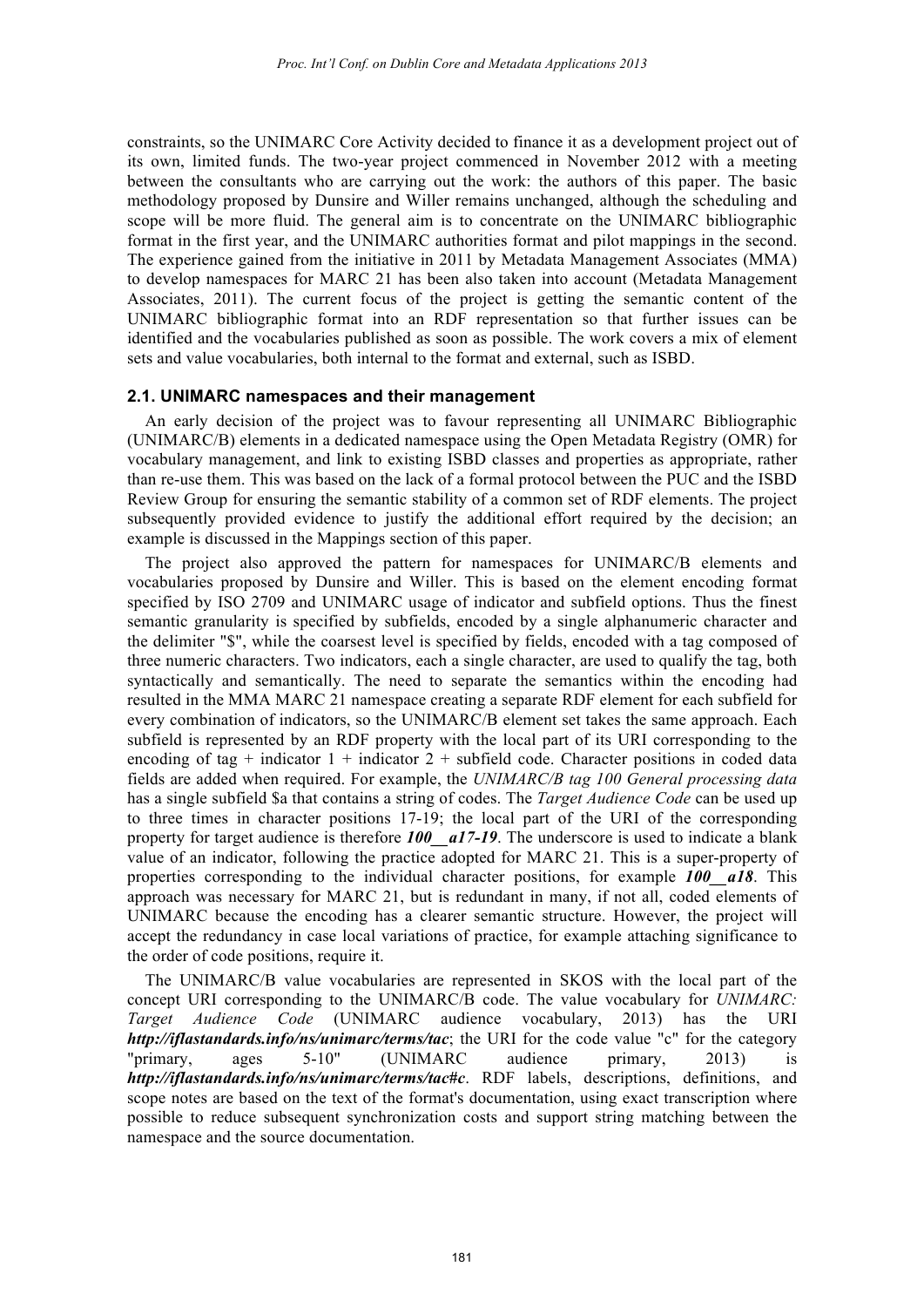constraints, so the UNIMARC Core Activity decided to finance it as a development project out of its own, limited funds. The two-year project commenced in November 2012 with a meeting between the consultants who are carrying out the work: the authors of this paper. The basic methodology proposed by Dunsire and Willer remains unchanged, although the scheduling and scope will be more fluid. The general aim is to concentrate on the UNIMARC bibliographic format in the first year, and the UNIMARC authorities format and pilot mappings in the second. The experience gained from the initiative in 2011 by Metadata Management Associates (MMA) to develop namespaces for MARC 21 has been also taken into account (Metadata Management Associates, 2011). The current focus of the project is getting the semantic content of the UNIMARC bibliographic format into an RDF representation so that further issues can be identified and the vocabularies published as soon as possible. The work covers a mix of element sets and value vocabularies, both internal to the format and external, such as ISBD.

### 2.1. UNIMARC namespaces and their management

An early decision of the project was to favour representing all UNIMARC Bibliographic (UNIMARC/B) elements in a dedicated namespace using the Open Metadata Registry (OMR) for vocabulary management, and link to existing ISBD classes and properties as appropriate, rather than re-use them. This was based on the lack of a formal protocol between the PUC and the ISBD Review Group for ensuring the semantic stability of a common set of RDF elements. The project subsequently provided evidence to justify the additional effort required by the decision; an example is discussed in the Mappings section of this paper.

The project also approved the pattern for namespaces for UNIMARC/B elements and vocabularies proposed by Dunsire and Willer. This is based on the element encoding format specified by ISO 2709 and UNIMARC usage of indicator and subfield options. Thus the finest semantic granularity is specified by subfields, encoded by a single alphanumeric character and the delimiter "$", while the coarsest level is specified by fields, encoded with a tag composed of three numeric characters. Two indicators, each a single character, are used to qualify the tag, both syntactically and semantically. The need to separate the semantics within the encoding had resulted in the MMA MARC 21 namespace creating a separate RDF element for each subfield for every combination of indicators, so the UNIMARC/B element set takes the same approach. Each subfield is represented by an RDF property with the local part of its URI corresponding to the encoding of tag + indicator 1 + indicator 2 + subfield code. Character positions in coded data fields are added when required. For example, the *UNIMARC/B tag 100 General processing data* has a single subfield $a that contains a string of codes. The *Target Audience Code* can be used up to three times in character positions 17-19; the local part of the URI of the corresponding property for target audience is therefore ***100__a17-19***. The underscore is used to indicate a blank value of an indicator, following the practice adopted for MARC 21. This is a super-property of properties corresponding to the individual character positions, for example ***100__a18***. This approach was necessary for MARC 21, but is redundant in many, if not all, coded elements of UNIMARC because the encoding has a clearer semantic structure. However, the project will accept the redundancy in case local variations of practice, for example attaching significance to the order of code positions, require it.

The UNIMARC/B value vocabularies are represented in SKOS with the local part of the concept URI corresponding to the UNIMARC/B code. The value vocabulary for *UNIMARC: Target Audience Code* (UNIMARC audience vocabulary, 2013) has the URI ***http://iflastandards.info/ns/unimarc/terms/tac***; the URI for the code value "c" for the category "primary, ages 5-10" (UNIMARC audience primary, 2013) is ***http://iflastandards.info/ns/unimarc/terms/tac#c***. RDF labels, descriptions, definitions, and scope notes are based on the text of the format's documentation, using exact transcription where possible to reduce subsequent synchronization costs and support string matching between the namespace and the source documentation.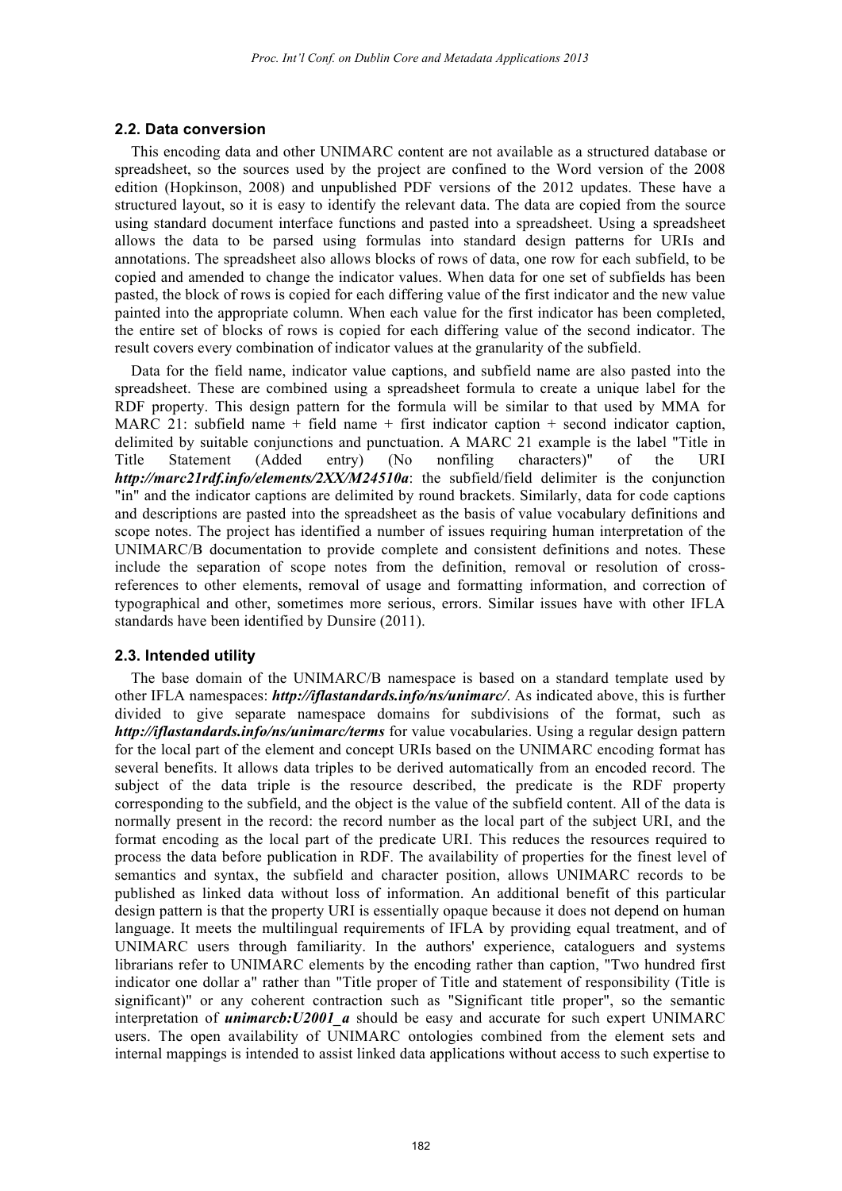### 2.2. Data conversion

This encoding data and other UNIMARC content are not available as a structured database or spreadsheet, so the sources used by the project are confined to the Word version of the 2008 edition (Hopkinson, 2008) and unpublished PDF versions of the 2012 updates. These have a structured layout, so it is easy to identify the relevant data. The data are copied from the source using standard document interface functions and pasted into a spreadsheet. Using a spreadsheet allows the data to be parsed using formulas into standard design patterns for URIs and annotations. The spreadsheet also allows blocks of rows of data, one row for each subfield, to be copied and amended to change the indicator values. When data for one set of subfields has been pasted, the block of rows is copied for each differing value of the first indicator and the new value painted into the appropriate column. When each value for the first indicator has been completed, the entire set of blocks of rows is copied for each differing value of the second indicator. The result covers every combination of indicator values at the granularity of the subfield.

Data for the field name, indicator value captions, and subfield name are also pasted into the spreadsheet. These are combined using a spreadsheet formula to create a unique label for the RDF property. This design pattern for the formula will be similar to that used by MMA for MARC 21: subfield name + field name + first indicator caption + second indicator caption, delimited by suitable conjunctions and punctuation. A MARC 21 example is the label "Title in Title Statement (Added entry) (No nonfiling characters)" of the URI ***http://marc21rdf.info/elements/2XX/M24510a***: the subfield/field delimiter is the conjunction "in" and the indicator captions are delimited by round brackets. Similarly, data for code captions and descriptions are pasted into the spreadsheet as the basis of value vocabulary definitions and scope notes. The project has identified a number of issues requiring human interpretation of the UNIMARC/B documentation to provide complete and consistent definitions and notes. These include the separation of scope notes from the definition, removal or resolution of cross-references to other elements, removal of usage and formatting information, and correction of typographical and other, sometimes more serious, errors. Similar issues have with other IFLA standards have been identified by Dunsire (2011).

### 2.3. Intended utility

The base domain of the UNIMARC/B namespace is based on a standard template used by other IFLA namespaces: ***http://iflastandards.info/ns/unimarc/***. As indicated above, this is further divided to give separate namespace domains for subdivisions of the format, such as ***http://iflastandards.info/ns/unimarc/terms*** for value vocabularies. Using a regular design pattern for the local part of the element and concept URIs based on the UNIMARC encoding format has several benefits. It allows data triples to be derived automatically from an encoded record. The subject of the data triple is the resource described, the predicate is the RDF property corresponding to the subfield, and the object is the value of the subfield content. All of the data is normally present in the record: the record number as the local part of the subject URI, and the format encoding as the local part of the predicate URI. This reduces the resources required to process the data before publication in RDF. The availability of properties for the finest level of semantics and syntax, the subfield and character position, allows UNIMARC records to be published as linked data without loss of information. An additional benefit of this particular design pattern is that the property URI is essentially opaque because it does not depend on human language. It meets the multilingual requirements of IFLA by providing equal treatment, and of UNIMARC users through familiarity. In the authors' experience, cataloguers and systems librarians refer to UNIMARC elements by the encoding rather than caption, "Two hundred first indicator one dollar a" rather than "Title proper of Title and statement of responsibility (Title is significant)" or any coherent contraction such as "Significant title proper", so the semantic interpretation of ***unimarcb:U2001_a*** should be easy and accurate for such expert UNIMARC users. The open availability of UNIMARC ontologies combined from the element sets and internal mappings is intended to assist linked data applications without access to such expertise to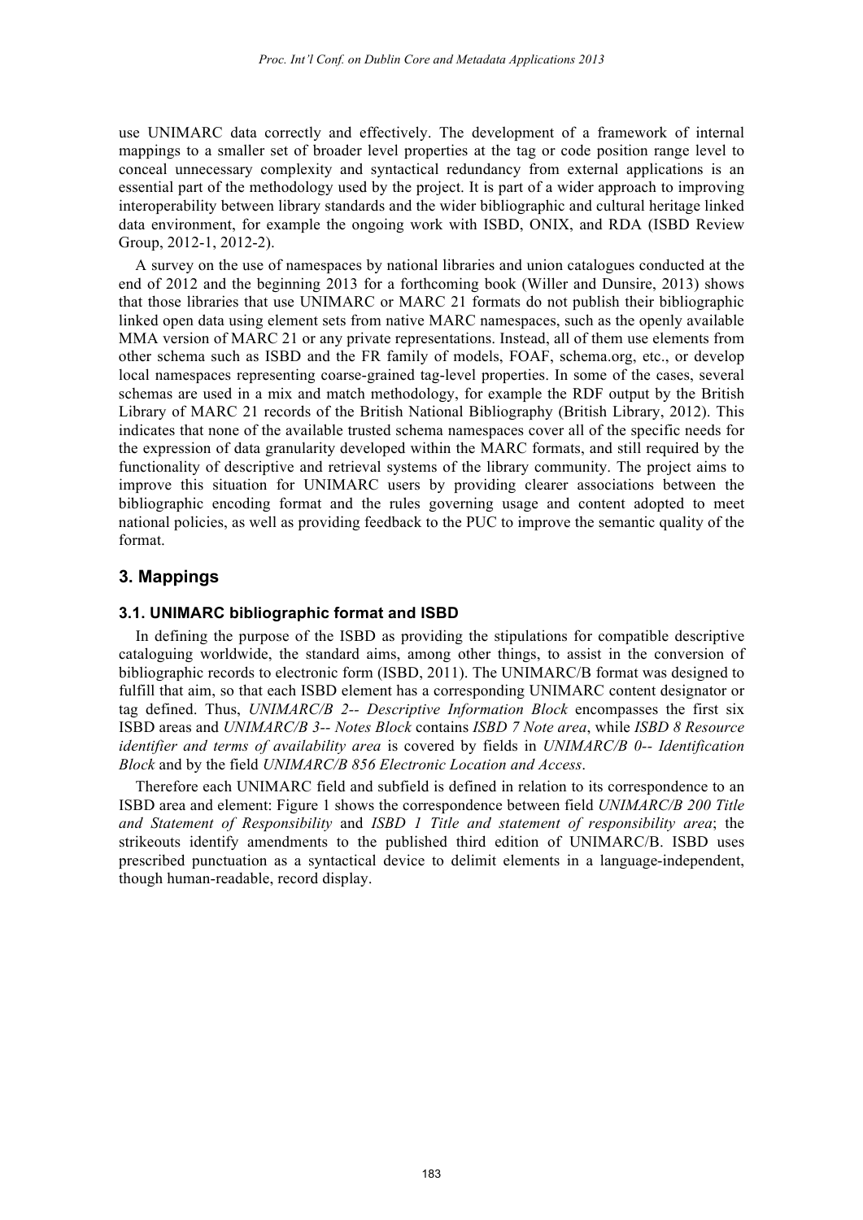use UNIMARC data correctly and effectively. The development of a framework of internal mappings to a smaller set of broader level properties at the tag or code position range level to conceal unnecessary complexity and syntactical redundancy from external applications is an essential part of the methodology used by the project. It is part of a wider approach to improving interoperability between library standards and the wider bibliographic and cultural heritage linked data environment, for example the ongoing work with ISBD, ONIX, and RDA (ISBD Review Group, 2012-1, 2012-2).

A survey on the use of namespaces by national libraries and union catalogues conducted at the end of 2012 and the beginning 2013 for a forthcoming book (Willer and Dunsire, 2013) shows that those libraries that use UNIMARC or MARC 21 formats do not publish their bibliographic linked open data using element sets from native MARC namespaces, such as the openly available MMA version of MARC 21 or any private representations. Instead, all of them use elements from other schema such as ISBD and the FR family of models, FOAF, schema.org, etc., or develop local namespaces representing coarse-grained tag-level properties. In some of the cases, several schemas are used in a mix and match methodology, for example the RDF output by the British Library of MARC 21 records of the British National Bibliography (British Library, 2012). This indicates that none of the available trusted schema namespaces cover all of the specific needs for the expression of data granularity developed within the MARC formats, and still required by the functionality of descriptive and retrieval systems of the library community. The project aims to improve this situation for UNIMARC users by providing clearer associations between the bibliographic encoding format and the rules governing usage and content adopted to meet national policies, as well as providing feedback to the PUC to improve the semantic quality of the format.

## 3. Mappings

### 3.1. UNIMARC bibliographic format and ISBD

In defining the purpose of the ISBD as providing the stipulations for compatible descriptive cataloguing worldwide, the standard aims, among other things, to assist in the conversion of bibliographic records to electronic form (ISBD, 2011). The UNIMARC/B format was designed to fulfill that aim, so that each ISBD element has a corresponding UNIMARC content designator or tag defined. Thus, *UNIMARC/B 2-- Descriptive Information Block* encompasses the first six ISBD areas and *UNIMARC/B 3-- Notes Block* contains *ISBD 7 Note area*, while *ISBD 8 Resource identifier and terms of availability area* is covered by fields in *UNIMARC/B 0-- Identification Block* and by the field *UNIMARC/B 856 Electronic Location and Access*.

Therefore each UNIMARC field and subfield is defined in relation to its correspondence to an ISBD area and element: Figure 1 shows the correspondence between field *UNIMARC/B 200 Title and Statement of Responsibility* and *ISBD 1 Title and statement of responsibility area*; the strikeouts identify amendments to the published third edition of UNIMARC/B. ISBD uses prescribed punctuation as a syntactical device to delimit elements in a language-independent, though human-readable, record display.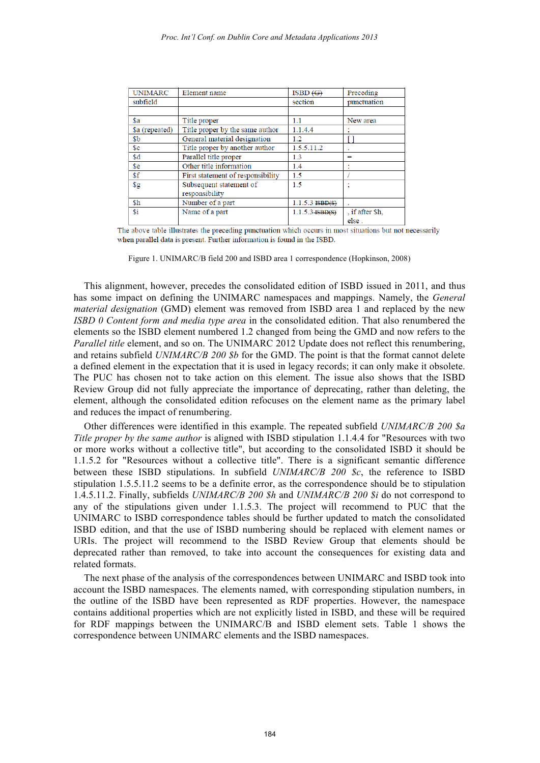| UNIMARC subfield | Element name | ISBD ~~(G)~~ section | Preceding punctuation |
|---|---|---|---|
| | | | |
| $a | Title proper | 1.1 | New area |
| $a (repeated) | Title proper by the same author | 1.1.4.4 | ; |
| $b | General material designation | 1.2 | [ ] |
| $c | Title proper by another author | 1.5.5.11.2 | . |
| $d | Parallel title proper | 1.3 | = |
| $e | Other title information | 1.4 | : |
| $f | First statement of responsibility | 1.5 | / |
| $g | Subsequent statement of responsibility | 1.5 | ; |
| $h | Number of a part | 1.1.5.3 ~~ISBD(S)~~ | . |
| $i | Name of a part | 1.1.5.3 ~~ISBD(S)~~ | , if after $h, else . |

The above table illustrates the preceding punctuation which occurs in most situations but not necessarily when parallel data is present. Further information is found in the ISBD.

Figure 1. UNIMARC/B field 200 and ISBD area 1 correspondence (Hopkinson, 2008)

This alignment, however, precedes the consolidated edition of ISBD issued in 2011, and thus has some impact on defining the UNIMARC namespaces and mappings. Namely, the *General material designation* (GMD) element was removed from ISBD area 1 and replaced by the new *ISBD 0 Content form and media type area* in the consolidated edition. That also renumbered the elements so the ISBD element numbered 1.2 changed from being the GMD and now refers to the *Parallel title* element, and so on. The UNIMARC 2012 Update does not reflect this renumbering, and retains subfield *UNIMARC/B 200 $b* for the GMD. The point is that the format cannot delete a defined element in the expectation that it is used in legacy records; it can only make it obsolete. The PUC has chosen not to take action on this element. The issue also shows that the ISBD Review Group did not fully appreciate the importance of deprecating, rather than deleting, the element, although the consolidated edition refocuses on the element name as the primary label and reduces the impact of renumbering.

Other differences were identified in this example. The repeated subfield *UNIMARC/B 200 $a Title proper by the same author* is aligned with ISBD stipulation 1.1.4.4 for "Resources with two or more works without a collective title", but according to the consolidated ISBD it should be 1.1.5.2 for "Resources without a collective title". There is a significant semantic difference between these ISBD stipulations. In subfield *UNIMARC/B 200 $c*, the reference to ISBD stipulation 1.5.5.11.2 seems to be a definite error, as the correspondence should be to stipulation 1.4.5.11.2. Finally, subfields *UNIMARC/B 200 $h* and *UNIMARC/B 200 $i* do not correspond to any of the stipulations given under 1.1.5.3. The project will recommend to PUC that the UNIMARC to ISBD correspondence tables should be further updated to match the consolidated ISBD edition, and that the use of ISBD numbering should be replaced with element names or URIs. The project will recommend to the ISBD Review Group that elements should be deprecated rather than removed, to take into account the consequences for existing data and related formats.

The next phase of the analysis of the correspondences between UNIMARC and ISBD took into account the ISBD namespaces. The elements named, with corresponding stipulation numbers, in the outline of the ISBD have been represented as RDF properties. However, the namespace contains additional properties which are not explicitly listed in ISBD, and these will be required for RDF mappings between the UNIMARC/B and ISBD element sets. Table 1 shows the correspondence between UNIMARC elements and the ISBD namespaces.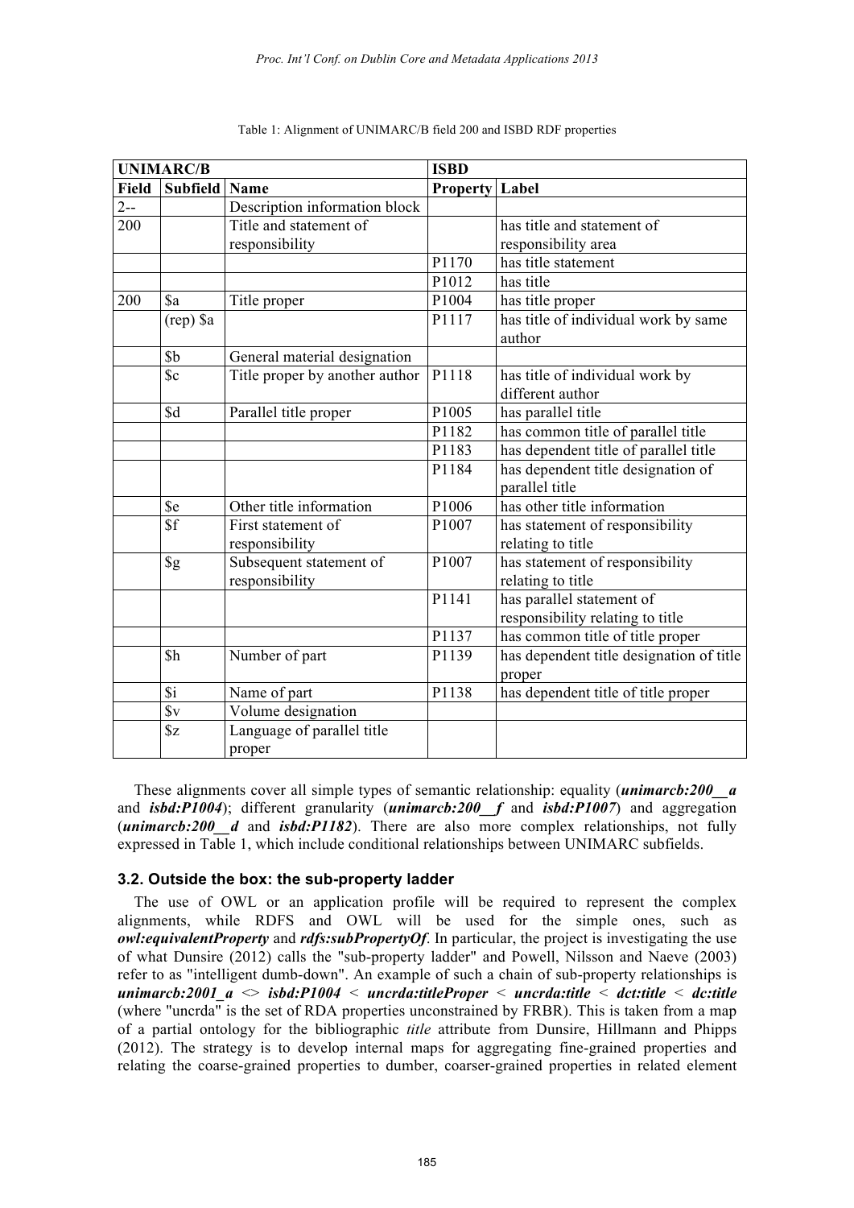Table 1: Alignment of UNIMARC/B field 200 and ISBD RDF properties

| UNIMARC/B | | | ISBD | |
|---|---|---|---|---|
| **Field** | **Subfield** | **Name** | **Property** | **Label** |
| 2-- | | Description information block | | |
| 200 | | Title and statement of responsibility | | has title and statement of responsibility area |
| | | | P1170 | has title statement |
| | | | P1012 | has title |
| 200 | $a | Title proper | P1004 | has title proper |
| | (rep) $a | | P1117 | has title of individual work by same author |
| | $b | General material designation | | |
| | $c | Title proper by another author | P1118 | has title of individual work by different author |
| | $d | Parallel title proper | P1005 | has parallel title |
| | | | P1182 | has common title of parallel title |
| | | | P1183 | has dependent title of parallel title |
| | | | P1184 | has dependent title designation of parallel title |
| | $e | Other title information | P1006 | has other title information |
| | $f | First statement of responsibility | P1007 | has statement of responsibility relating to title |
| | $g | Subsequent statement of responsibility | P1007 | has statement of responsibility relating to title |
| | | | P1141 | has parallel statement of responsibility relating to title |
| | | | P1137 | has common title of title proper |
| | $h | Number of part | P1139 | has dependent title designation of title proper |
| | $i | Name of part | P1138 | has dependent title of title proper |
| | $v | Volume designation | | |
| | $z | Language of parallel title proper | | |

These alignments cover all simple types of semantic relationship: equality (***unimarcb:200__a*** and ***isbd:P1004***); different granularity (***unimarcb:200__f*** and ***isbd:P1007***) and aggregation (***unimarcb:200__d*** and ***isbd:P1182***). There are also more complex relationships, not fully expressed in Table 1, which include conditional relationships between UNIMARC subfields.

### 3.2. Outside the box: the sub-property ladder

The use of OWL or an application profile will be required to represent the complex alignments, while RDFS and OWL will be used for the simple ones, such as ***owl:equivalentProperty*** and ***rdfs:subPropertyOf***. In particular, the project is investigating the use of what Dunsire (2012) calls the "sub-property ladder" and Powell, Nilsson and Naeve (2003) refer to as "intelligent dumb-down". An example of such a chain of sub-property relationships is ***unimarcb:2001_a*** <> ***isbd:P1004*** < ***uncrda:titleProper*** < ***uncrda:title*** < ***dct:title*** < ***dc:title*** (where "uncrda" is the set of RDA properties unconstrained by FRBR). This is taken from a map of a partial ontology for the bibliographic *title* attribute from Dunsire, Hillmann and Phipps (2012). The strategy is to develop internal maps for aggregating fine-grained properties and relating the coarse-grained properties to dumber, coarser-grained properties in related element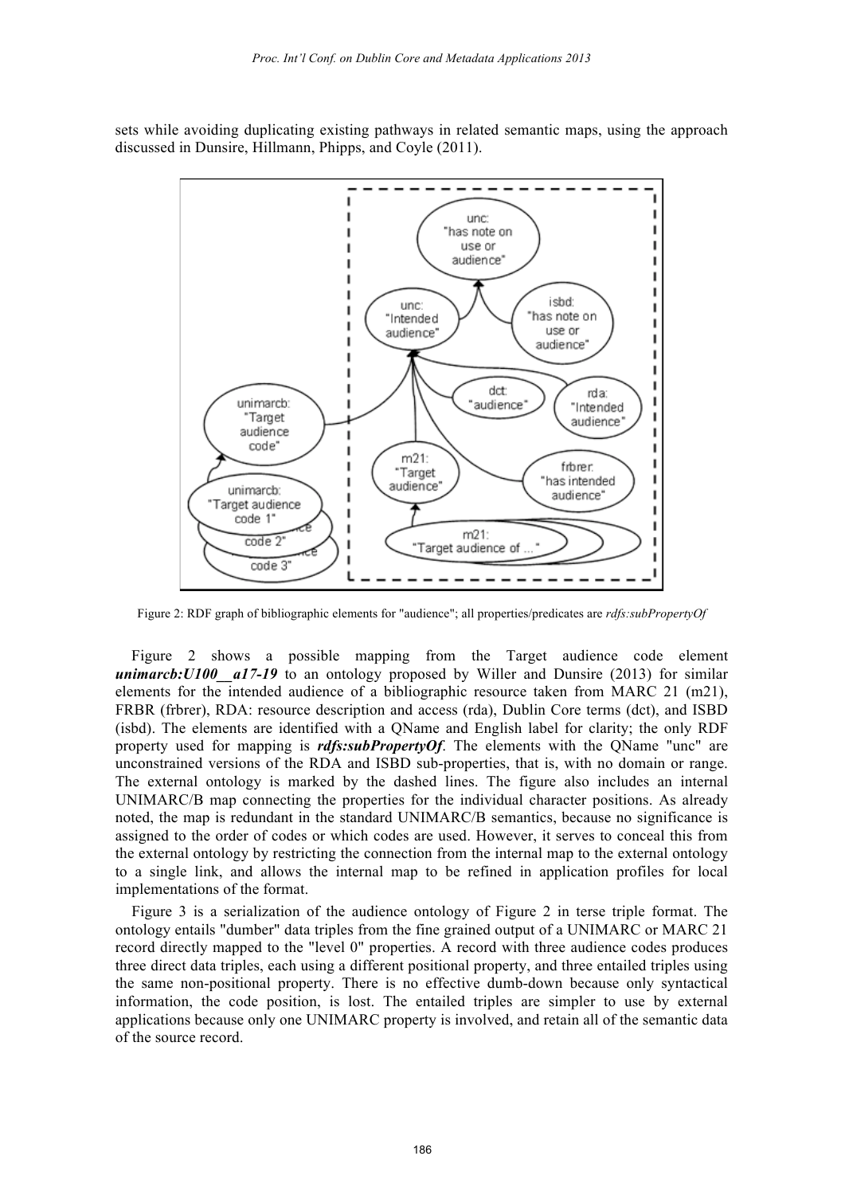sets while avoiding duplicating existing pathways in related semantic maps, using the approach discussed in Dunsire, Hillmann, Phipps, and Coyle (2011).

Figure 2: RDF graph of bibliographic elements for "audience"; all properties/predicates are *rdfs:subPropertyOf*

Figure 2 shows a possible mapping from the Target audience code element ***unimarcb:U100__a17-19*** to an ontology proposed by Willer and Dunsire (2013) for similar elements for the intended audience of a bibliographic resource taken from MARC 21 (m21), FRBR (frbrer), RDA: resource description and access (rda), Dublin Core terms (dct), and ISBD (isbd). The elements are identified with a QName and English label for clarity; the only RDF property used for mapping is ***rdfs:subPropertyOf***. The elements with the QName "unc" are unconstrained versions of the RDA and ISBD sub-properties, that is, with no domain or range. The external ontology is marked by the dashed lines. The figure also includes an internal UNIMARC/B map connecting the properties for the individual character positions. As already noted, the map is redundant in the standard UNIMARC/B semantics, because no significance is assigned to the order of codes or which codes are used. However, it serves to conceal this from the external ontology by restricting the connection from the internal map to the external ontology to a single link, and allows the internal map to be refined in application profiles for local implementations of the format.

Figure 3 is a serialization of the audience ontology of Figure 2 in terse triple format. The ontology entails "dumber" data triples from the fine grained output of a UNIMARC or MARC 21 record directly mapped to the "level 0" properties. A record with three audience codes produces three direct data triples, each using a different positional property, and three entailed triples using the same non-positional property. There is no effective dumb-down because only syntactical information, the code position, is lost. The entailed triples are simpler to use by external applications because only one UNIMARC property is involved, and retain all of the semantic data of the source record.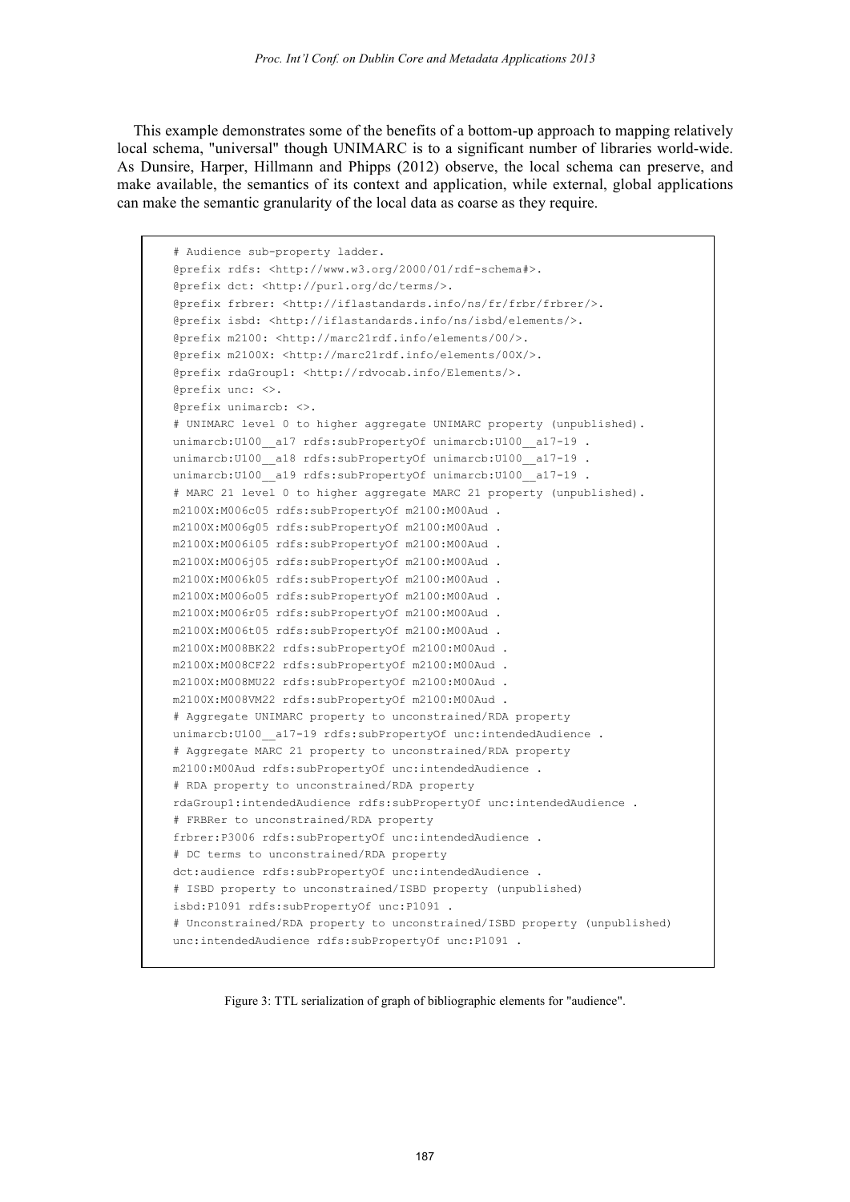This example demonstrates some of the benefits of a bottom-up approach to mapping relatively local schema, "universal" though UNIMARC is to a significant number of libraries world-wide. As Dunsire, Harper, Hillmann and Phipps (2012) observe, the local schema can preserve, and make available, the semantics of its context and application, while external, global applications can make the semantic granularity of the local data as coarse as they require.

```
# Audience sub-property ladder.
@prefix rdfs: <http://www.w3.org/2000/01/rdf-schema#>.
@prefix dct: <http://purl.org/dc/terms/>.
@prefix frbrer: <http://iflastandards.info/ns/fr/frbr/frbrer/>.
@prefix isbd: <http://iflastandards.info/ns/isbd/elements/>.
@prefix m2100: <http://marc21rdf.info/elements/00/>.
@prefix m2100X: <http://marc21rdf.info/elements/00X/>.
@prefix rdaGroup1: <http://rdvocab.info/Elements/>.
@prefix unc: <>.
@prefix unimarcb: <>.
# UNIMARC level 0 to higher aggregate UNIMARC property (unpublished).
unimarcb:U100__a17 rdfs:subPropertyOf unimarcb:U100__a17-19 .
unimarcb:U100__a18 rdfs:subPropertyOf unimarcb:U100__a17-19 .
unimarcb:U100__a19 rdfs:subPropertyOf unimarcb:U100__a17-19 .
# MARC 21 level 0 to higher aggregate MARC 21 property (unpublished).
m2100X:M006c05 rdfs:subPropertyOf m2100:M00Aud .
m2100X:M006g05 rdfs:subPropertyOf m2100:M00Aud .
m2100X:M006i05 rdfs:subPropertyOf m2100:M00Aud .
m2100X:M006j05 rdfs:subPropertyOf m2100:M00Aud .
m2100X:M006k05 rdfs:subPropertyOf m2100:M00Aud .
m2100X:M006o05 rdfs:subPropertyOf m2100:M00Aud .
m2100X:M006r05 rdfs:subPropertyOf m2100:M00Aud .
m2100X:M006t05 rdfs:subPropertyOf m2100:M00Aud .
m2100X:M008BK22 rdfs:subPropertyOf m2100:M00Aud .
m2100X:M008CF22 rdfs:subPropertyOf m2100:M00Aud .
m2100X:M008MU22 rdfs:subPropertyOf m2100:M00Aud .
m2100X:M008VM22 rdfs:subPropertyOf m2100:M00Aud .
# Aggregate UNIMARC property to unconstrained/RDA property
unimarcb:U100__a17-19 rdfs:subPropertyOf unc:intendedAudience .
# Aggregate MARC 21 property to unconstrained/RDA property
m2100:M00Aud rdfs:subPropertyOf unc:intendedAudience .
# RDA property to unconstrained/RDA property
rdaGroup1:intendedAudience rdfs:subPropertyOf unc:intendedAudience .
# FRBRer to unconstrained/RDA property
frbrer:P3006 rdfs:subPropertyOf unc:intendedAudience .
# DC terms to unconstrained/RDA property
dct:audience rdfs:subPropertyOf unc:intendedAudience .
# ISBD property to unconstrained/ISBD property (unpublished)
isbd:P1091 rdfs:subPropertyOf unc:P1091 .
# Unconstrained/RDA property to unconstrained/ISBD property (unpublished)
unc:intendedAudience rdfs:subPropertyOf unc:P1091 .
```

Figure 3: TTL serialization of graph of bibliographic elements for "audience".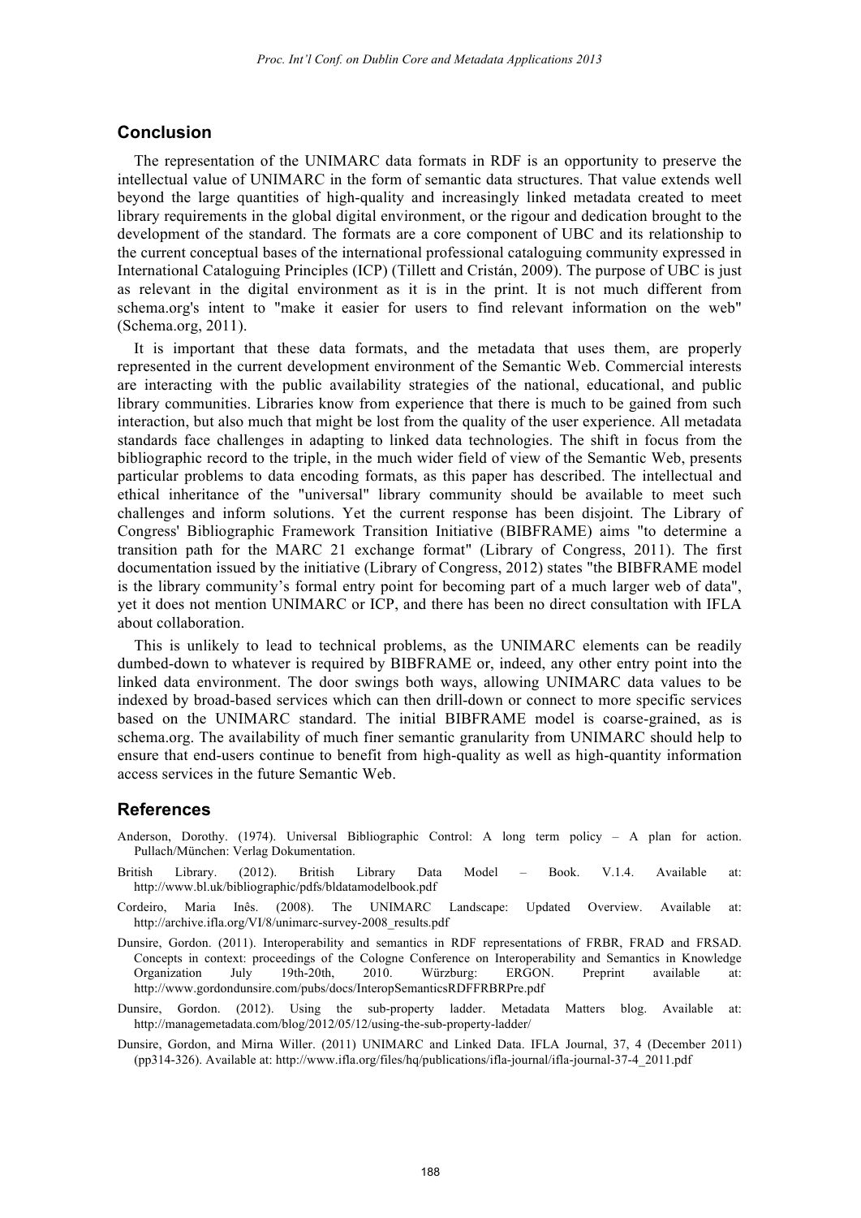## Conclusion

The representation of the UNIMARC data formats in RDF is an opportunity to preserve the intellectual value of UNIMARC in the form of semantic data structures. That value extends well beyond the large quantities of high-quality and increasingly linked metadata created to meet library requirements in the global digital environment, or the rigour and dedication brought to the development of the standard. The formats are a core component of UBC and its relationship to the current conceptual bases of the international professional cataloguing community expressed in International Cataloguing Principles (ICP) (Tillett and Cristán, 2009). The purpose of UBC is just as relevant in the digital environment as it is in the print. It is not much different from schema.org's intent to "make it easier for users to find relevant information on the web" (Schema.org, 2011).

It is important that these data formats, and the metadata that uses them, are properly represented in the current development environment of the Semantic Web. Commercial interests are interacting with the public availability strategies of the national, educational, and public library communities. Libraries know from experience that there is much to be gained from such interaction, but also much that might be lost from the quality of the user experience. All metadata standards face challenges in adapting to linked data technologies. The shift in focus from the bibliographic record to the triple, in the much wider field of view of the Semantic Web, presents particular problems to data encoding formats, as this paper has described. The intellectual and ethical inheritance of the "universal" library community should be available to meet such challenges and inform solutions. Yet the current response has been disjoint. The Library of Congress' Bibliographic Framework Transition Initiative (BIBFRAME) aims "to determine a transition path for the MARC 21 exchange format" (Library of Congress, 2011). The first documentation issued by the initiative (Library of Congress, 2012) states "the BIBFRAME model is the library community's formal entry point for becoming part of a much larger web of data", yet it does not mention UNIMARC or ICP, and there has been no direct consultation with IFLA about collaboration.

This is unlikely to lead to technical problems, as the UNIMARC elements can be readily dumbed-down to whatever is required by BIBFRAME or, indeed, any other entry point into the linked data environment. The door swings both ways, allowing UNIMARC data values to be indexed by broad-based services which can then drill-down or connect to more specific services based on the UNIMARC standard. The initial BIBFRAME model is coarse-grained, as is schema.org. The availability of much finer semantic granularity from UNIMARC should help to ensure that end-users continue to benefit from high-quality as well as high-quantity information access services in the future Semantic Web.

## References

Anderson, Dorothy. (1974). Universal Bibliographic Control: A long term policy – A plan for action. Pullach/München: Verlag Dokumentation.

British Library. (2012). British Library Data Model – Book. V.1.4. Available at: http://www.bl.uk/bibliographic/pdfs/bldatamodelbook.pdf

Cordeiro, Maria Inês. (2008). The UNIMARC Landscape: Updated Overview. Available at: http://archive.ifla.org/VI/8/unimarc-survey-2008_results.pdf

Dunsire, Gordon. (2011). Interoperability and semantics in RDF representations of FRBR, FRAD and FRSAD. Concepts in context: proceedings of the Cologne Conference on Interoperability and Semantics in Knowledge Organization July 19th-20th, 2010. Würzburg: ERGON. Preprint available at: http://www.gordondunsire.com/pubs/docs/InteropSemanticsRDFFRBRPre.pdf

Dunsire, Gordon. (2012). Using the sub-property ladder. Metadata Matters blog. Available at: http://managemetadata.com/blog/2012/05/12/using-the-sub-property-ladder/

Dunsire, Gordon, and Mirna Willer. (2011) UNIMARC and Linked Data. IFLA Journal, 37, 4 (December 2011) (pp314-326). Available at: http://www.ifla.org/files/hq/publications/ifla-journal/ifla-journal-37-4_2011.pdf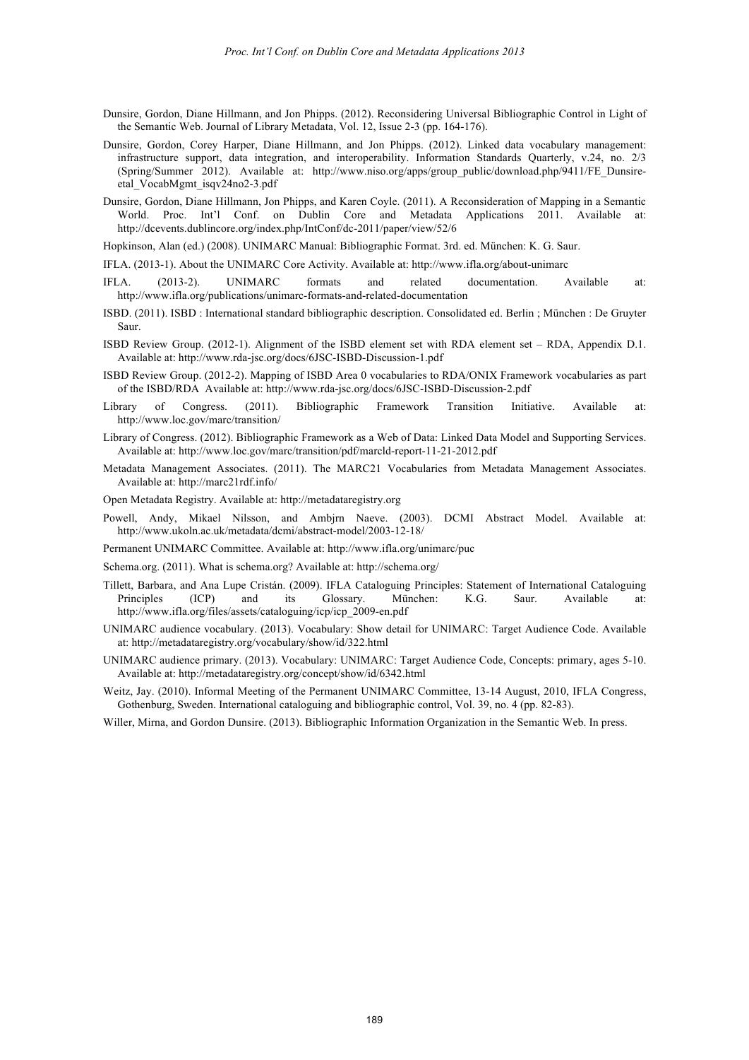Dunsire, Gordon, Diane Hillmann, and Jon Phipps. (2012). Reconsidering Universal Bibliographic Control in Light of the Semantic Web. Journal of Library Metadata, Vol. 12, Issue 2-3 (pp. 164-176).

Dunsire, Gordon, Corey Harper, Diane Hillmann, and Jon Phipps. (2012). Linked data vocabulary management: infrastructure support, data integration, and interoperability. Information Standards Quarterly, v.24, no. 2/3 (Spring/Summer 2012). Available at: http://www.niso.org/apps/group_public/download.php/9411/FE_Dunsire-etal_VocabMgmt_isqv24no2-3.pdf

Dunsire, Gordon, Diane Hillmann, Jon Phipps, and Karen Coyle. (2011). A Reconsideration of Mapping in a Semantic World. Proc. Int'l Conf. on Dublin Core and Metadata Applications 2011. Available at: http://dcevents.dublincore.org/index.php/IntConf/dc-2011/paper/view/52/6

Hopkinson, Alan (ed.) (2008). UNIMARC Manual: Bibliographic Format. 3rd. ed. München: K. G. Saur.

IFLA. (2013-1). About the UNIMARC Core Activity. Available at: http://www.ifla.org/about-unimarc

IFLA. (2013-2). UNIMARC formats and related documentation. Available at: http://www.ifla.org/publications/unimarc-formats-and-related-documentation

ISBD. (2011). ISBD : International standard bibliographic description. Consolidated ed. Berlin ; München : De Gruyter Saur.

ISBD Review Group. (2012-1). Alignment of the ISBD element set with RDA element set – RDA, Appendix D.1. Available at: http://www.rda-jsc.org/docs/6JSC-ISBD-Discussion-1.pdf

ISBD Review Group. (2012-2). Mapping of ISBD Area 0 vocabularies to RDA/ONIX Framework vocabularies as part of the ISBD/RDA Available at: http://www.rda-jsc.org/docs/6JSC-ISBD-Discussion-2.pdf

Library of Congress. (2011). Bibliographic Framework Transition Initiative. Available at: http://www.loc.gov/marc/transition/

Library of Congress. (2012). Bibliographic Framework as a Web of Data: Linked Data Model and Supporting Services. Available at: http://www.loc.gov/marc/transition/pdf/marcld-report-11-21-2012.pdf

Metadata Management Associates. (2011). The MARC21 Vocabularies from Metadata Management Associates. Available at: http://marc21rdf.info/

Open Metadata Registry. Available at: http://metadataregistry.org

Powell, Andy, Mikael Nilsson, and Ambjrn Naeve. (2003). DCMI Abstract Model. Available at: http://www.ukoln.ac.uk/metadata/dcmi/abstract-model/2003-12-18/

Permanent UNIMARC Committee. Available at: http://www.ifla.org/unimarc/puc

Schema.org. (2011). What is schema.org? Available at: http://schema.org/

Tillett, Barbara, and Ana Lupe Cristán. (2009). IFLA Cataloguing Principles: Statement of International Cataloguing Principles (ICP) and its Glossary. München: K.G. Saur. Available at: http://www.ifla.org/files/assets/cataloguing/icp/icp_2009-en.pdf

UNIMARC audience vocabulary. (2013). Vocabulary: Show detail for UNIMARC: Target Audience Code. Available at: http://metadataregistry.org/vocabulary/show/id/322.html

UNIMARC audience primary. (2013). Vocabulary: UNIMARC: Target Audience Code, Concepts: primary, ages 5-10. Available at: http://metadataregistry.org/concept/show/id/6342.html

Weitz, Jay. (2010). Informal Meeting of the Permanent UNIMARC Committee, 13-14 August, 2010, IFLA Congress, Gothenburg, Sweden. International cataloguing and bibliographic control, Vol. 39, no. 4 (pp. 82-83).

Willer, Mirna, and Gordon Dunsire. (2013). Bibliographic Information Organization in the Semantic Web. In press.